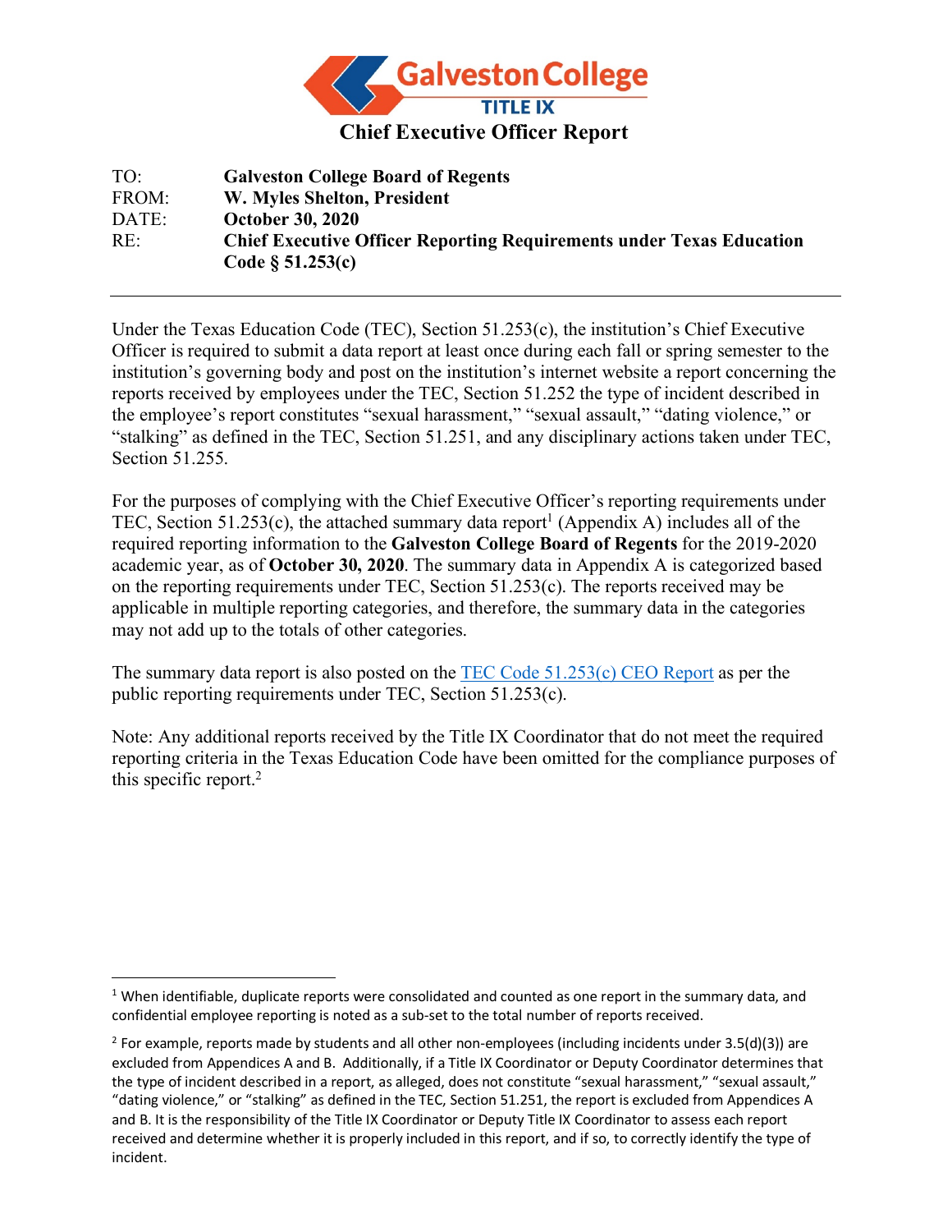Galveston College

TITLE IX

# Chief Executive Officer Report

TO: **Galveston College Board of Regents**

FROM: **W. Myles Shelton, President**

DATE: **October 30, 2020**

RE: **Chief Executive Officer Reporting Requirements under Texas Education Code § 51.253(c)**

---

Under the Texas Education Code (TEC), Section 51.253(c), the institution's Chief Executive Officer is required to submit a data report at least once during each fall or spring semester to the institution's governing body and post on the institution's internet website a report concerning the reports received by employees under the TEC, Section 51.252 the type of incident described in the employee's report constitutes "sexual harassment," "sexual assault," "dating violence," or "stalking" as defined in the TEC, Section 51.251, and any disciplinary actions taken under TEC, Section 51.255.

For the purposes of complying with the Chief Executive Officer's reporting requirements under TEC, Section 51.253(c), the attached summary data report[1] (Appendix A) includes all of the required reporting information to the **Galveston College Board of Regents** for the 2019-2020 academic year, as of **October 30, 2020**. The summary data in Appendix A is categorized based on the reporting requirements under TEC, Section 51.253(c). The reports received may be applicable in multiple reporting categories, and therefore, the summary data in the categories may not add up to the totals of other categories.

The summary data report is also posted on the TEC Code 51.253(c) CEO Report as per the public reporting requirements under TEC, Section 51.253(c).

Note: Any additional reports received by the Title IX Coordinator that do not meet the required reporting criteria in the Texas Education Code have been omitted for the compliance purposes of this specific report.[2]

---

[1] When identifiable, duplicate reports were consolidated and counted as one report in the summary data, and confidential employee reporting is noted as a sub-set to the total number of reports received.

[2] For example, reports made by students and all other non-employees (including incidents under 3.5(d)(3)) are excluded from Appendices A and B. Additionally, if a Title IX Coordinator or Deputy Coordinator determines that the type of incident described in a report, as alleged, does not constitute "sexual harassment," "sexual assault," "dating violence," or "stalking" as defined in the TEC, Section 51.251, the report is excluded from Appendices A and B. It is the responsibility of the Title IX Coordinator or Deputy Title IX Coordinator to assess each report received and determine whether it is properly included in this report, and if so, to correctly identify the type of incident.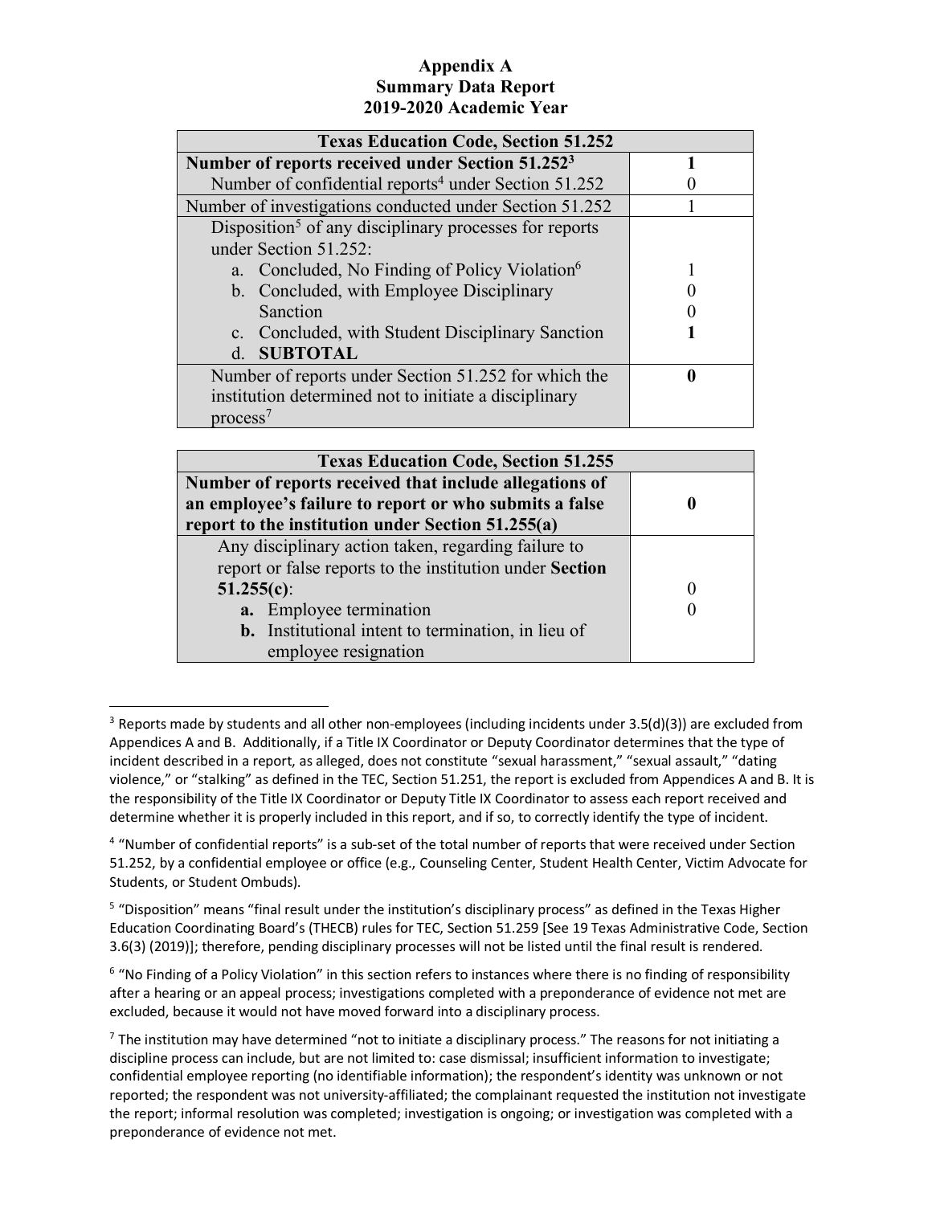# Appendix A
## Summary Data Report
## 2019-2020 Academic Year

| Texas Education Code, Section 51.252 | |
|---|---|
| **Number of reports received under Section 51.252[3]** | **1** |
| Number of confidential reports[4] under Section 51.252 | 0 |
| Number of investigations conducted under Section 51.252 | 1 |
| Disposition[5] of any disciplinary processes for reports under Section 51.252:<br>a. Concluded, No Finding of Policy Violation[6]<br>b. Concluded, with Employee Disciplinary Sanction<br>c. Concluded, with Student Disciplinary Sanction<br>d. **SUBTOTAL** | <br>1<br>0<br>0<br>**1** |
| Number of reports under Section 51.252 for which the institution determined not to initiate a disciplinary process[7] | **0** |

| Texas Education Code, Section 51.255 | |
|---|---|
| **Number of reports received that include allegations of an employee's failure to report or who submits a false report to the institution under Section 51.255(a)** | **0** |
| Any disciplinary action taken, regarding failure to report or false reports to the institution under **Section 51.255(c)**:<br>**a.** Employee termination<br>**b.** Institutional intent to termination, in lieu of employee resignation | <br>0<br>0 |

[3] Reports made by students and all other non-employees (including incidents under 3.5(d)(3)) are excluded from Appendices A and B. Additionally, if a Title IX Coordinator or Deputy Coordinator determines that the type of incident described in a report, as alleged, does not constitute "sexual harassment," "sexual assault," "dating violence," or "stalking" as defined in the TEC, Section 51.251, the report is excluded from Appendices A and B. It is the responsibility of the Title IX Coordinator or Deputy Title IX Coordinator to assess each report received and determine whether it is properly included in this report, and if so, to correctly identify the type of incident.

[4] "Number of confidential reports" is a sub-set of the total number of reports that were received under Section 51.252, by a confidential employee or office (e.g., Counseling Center, Student Health Center, Victim Advocate for Students, or Student Ombuds).

[5] "Disposition" means "final result under the institution's disciplinary process" as defined in the Texas Higher Education Coordinating Board's (THECB) rules for TEC, Section 51.259 [See 19 Texas Administrative Code, Section 3.6(3) (2019)]; therefore, pending disciplinary processes will not be listed until the final result is rendered.

[6] "No Finding of a Policy Violation" in this section refers to instances where there is no finding of responsibility after a hearing or an appeal process; investigations completed with a preponderance of evidence not met are excluded, because it would not have moved forward into a disciplinary process.

[7] The institution may have determined "not to initiate a disciplinary process." The reasons for not initiating a discipline process can include, but are not limited to: case dismissal; insufficient information to investigate; confidential employee reporting (no identifiable information); the respondent's identity was unknown or not reported; the respondent was not university-affiliated; the complainant requested the institution not investigate the report; informal resolution was completed; investigation is ongoing; or investigation was completed with a preponderance of evidence not met.